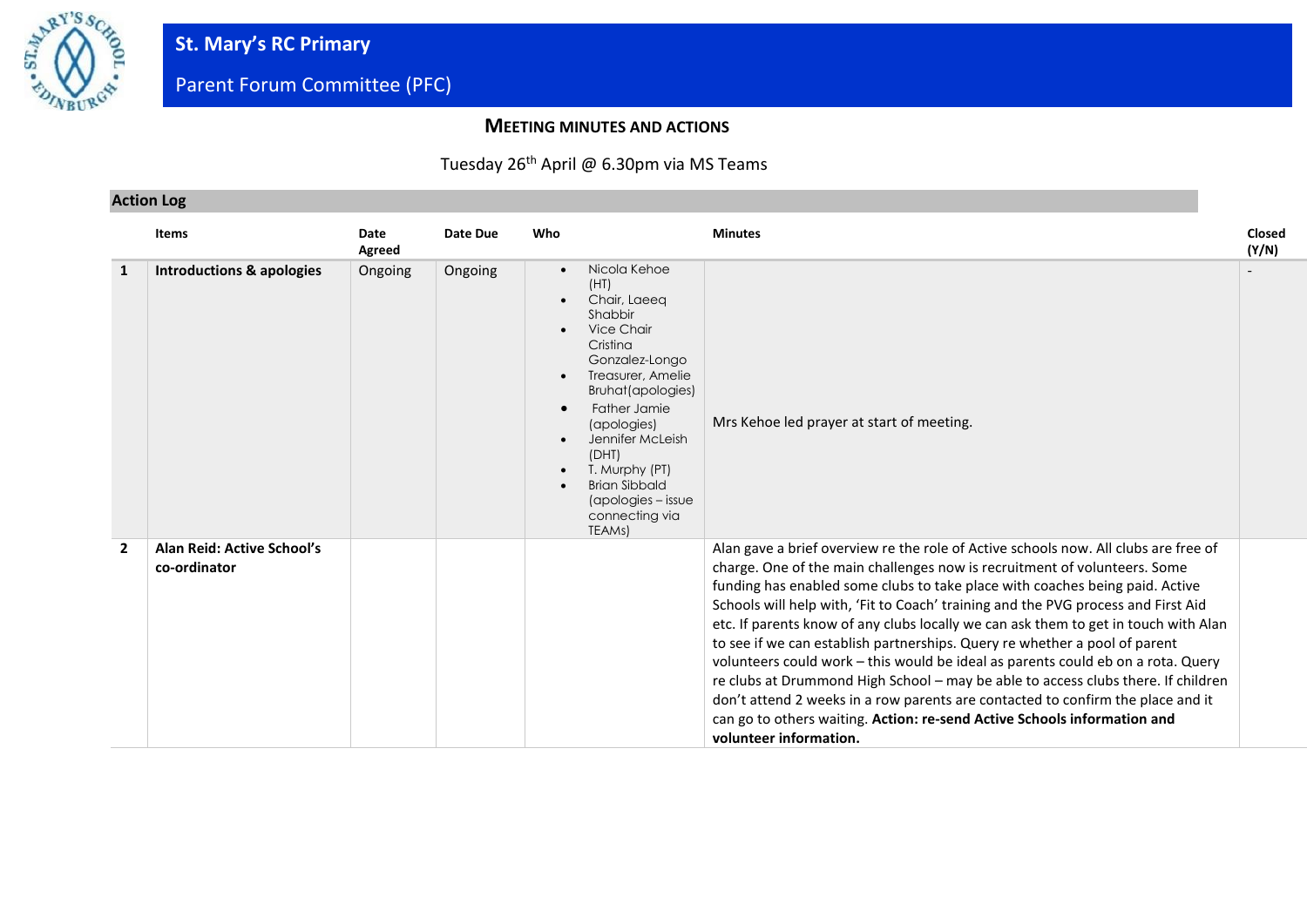# St. Mary's RC Primary

## Parent Forum Committee (PFC)

### Meeting Minutes and Actions

Tuesday 26th April @ 6.30pm via MS Teams

**Action Log**

| | Items | Date Agreed | Date Due | Who | Minutes | Closed (Y/N) |
|---|---|---|---|---|---|---|
| **1** | **Introductions & apologies** | Ongoing | Ongoing | • Nicola Kehoe (HT)<br>• Chair, Laeeq Shabbir<br>• Vice Chair Cristina Gonzalez-Longo<br>• Treasurer, Amelie Bruhat(apologies)<br>• Father Jamie (apologies)<br>• Jennifer McLeish (DHT)<br>• T. Murphy (PT)<br>• Brian Sibbald (apologies – issue connecting via TEAMs) | Mrs Kehoe led prayer at start of meeting. | - |
| **2** | **Alan Reid: Active School's co-ordinator** | | | | Alan gave a brief overview re the role of Active schools now. All clubs are free of charge. One of the main challenges now is recruitment of volunteers. Some funding has enabled some clubs to take place with coaches being paid. Active Schools will help with, 'Fit to Coach' training and the PVG process and First Aid etc. If parents know of any clubs locally we can ask them to get in touch with Alan to see if we can establish partnerships. Query re whether a pool of parent volunteers could work – this would be ideal as parents could eb on a rota. Query re clubs at Drummond High School – may be able to access clubs there. If children don't attend 2 weeks in a row parents are contacted to confirm the place and it can go to others waiting. **Action: re-send Active Schools information and volunteer information.** | |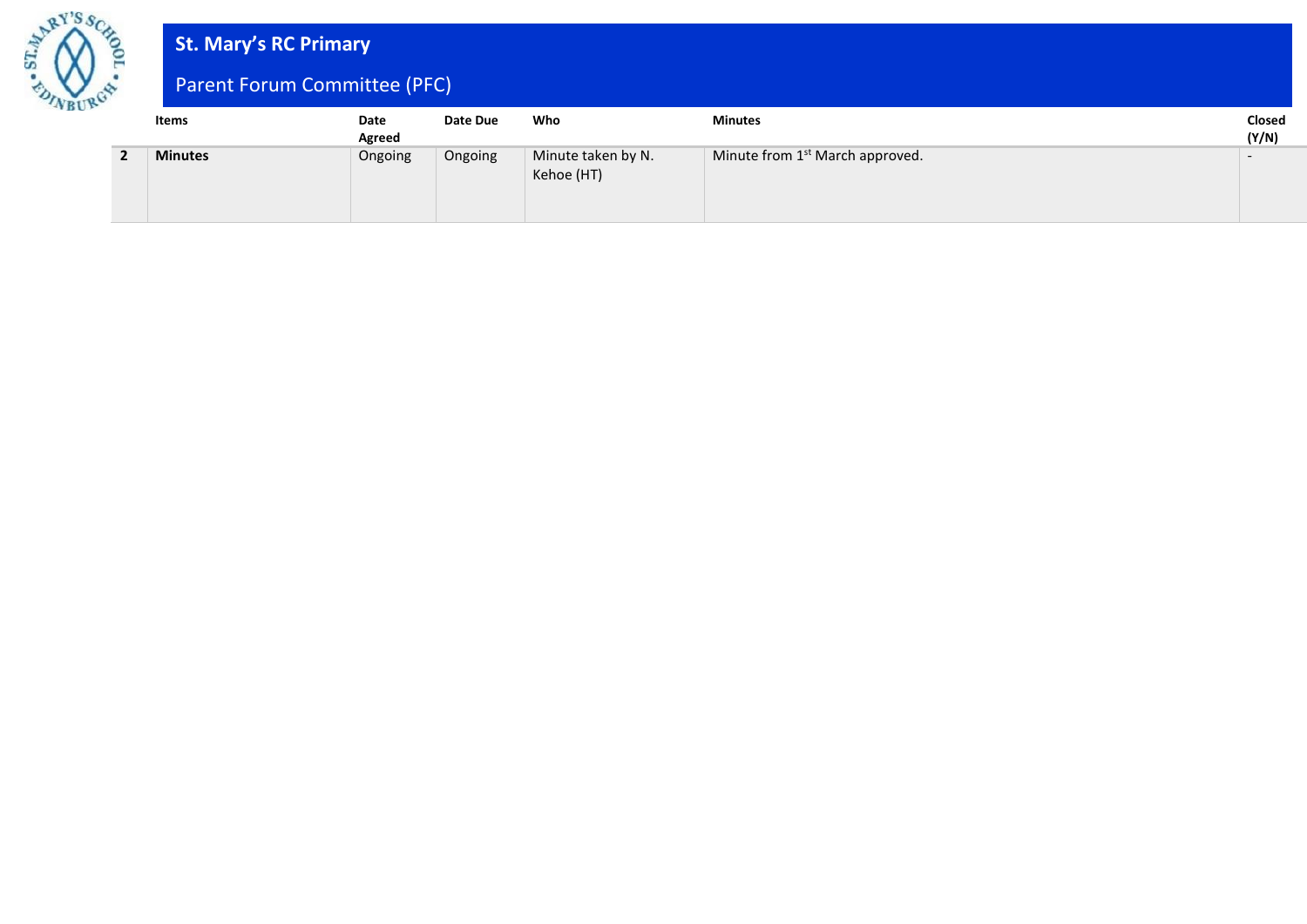# St. Mary's RC Primary

## Parent Forum Committee (PFC)

| | Items | Date Agreed | Date Due | Who | Minutes | Closed (Y/N) |
|---|---|---|---|---|---|---|
| **2** | **Minutes** | Ongoing | Ongoing | Minute taken by N. Kehoe (HT) | Minute from 1st March approved. | - |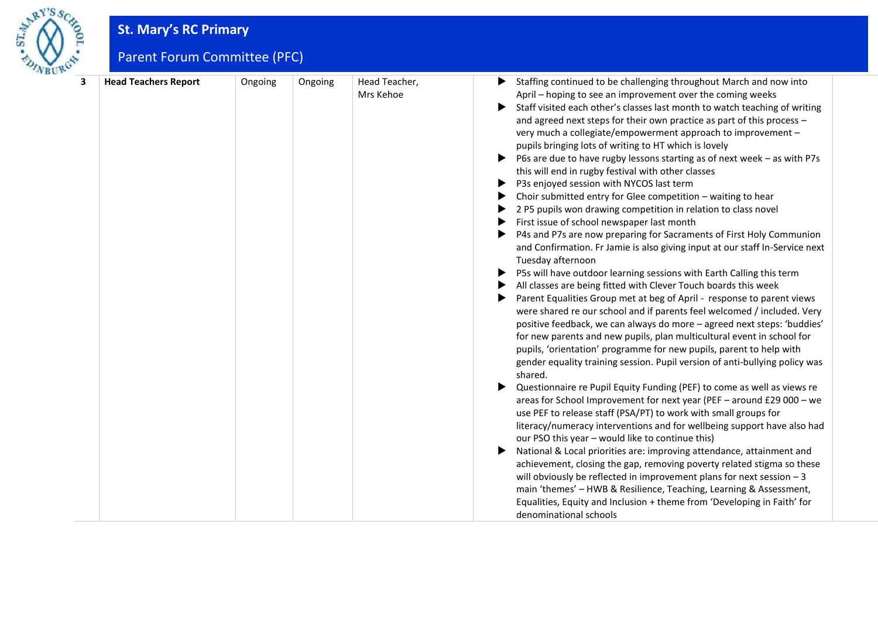| 3 | **Head Teachers Report** | Ongoing | Ongoing | Head Teacher, Mrs Kehoe | ▶ Staffing continued to be challenging throughout March and now into April – hoping to see an improvement over the coming weeks<br>▶ Staff visited each other's classes last month to watch teaching of writing and agreed next steps for their own practice as part of this process – very much a collegiate/empowerment approach to improvement – pupils bringing lots of writing to HT which is lovely<br>▶ P6s are due to have rugby lessons starting as of next week – as with P7s this will end in rugby festival with other classes<br>▶ P3s enjoyed session with NYCOS last term<br>▶ Choir submitted entry for Glee competition – waiting to hear<br>▶ 2 P5 pupils won drawing competition in relation to class novel<br>▶ First issue of school newspaper last month<br>▶ P4s and P7s are now preparing for Sacraments of First Holy Communion and Confirmation. Fr Jamie is also giving input at our staff In-Service next Tuesday afternoon<br>▶ P5s will have outdoor learning sessions with Earth Calling this term<br>▶ All classes are being fitted with Clever Touch boards this week<br>▶ Parent Equalities Group met at beg of April - response to parent views were shared re our school and if parents feel welcomed / included. Very positive feedback, we can always do more – agreed next steps: 'buddies' for new parents and new pupils, plan multicultural event in school for pupils, 'orientation' programme for new pupils, parent to help with gender equality training session. Pupil version of anti-bullying policy was shared.<br>▶ Questionnaire re Pupil Equity Funding (PEF) to come as well as views re areas for School Improvement for next year (PEF – around £29 000 – we use PEF to release staff (PSA/PT) to work with small groups for literacy/numeracy interventions and for wellbeing support have also had our PSO this year – would like to continue this)<br>▶ National & Local priorities are: improving attendance, attainment and achievement, closing the gap, removing poverty related stigma so these will obviously be reflected in improvement plans for next session – 3 main 'themes' – HWB & Resilience, Teaching, Learning & Assessment, Equalities, Equity and Inclusion + theme from 'Developing in Faith' for denominational schools | |
|---|---|---|---|---|---|---|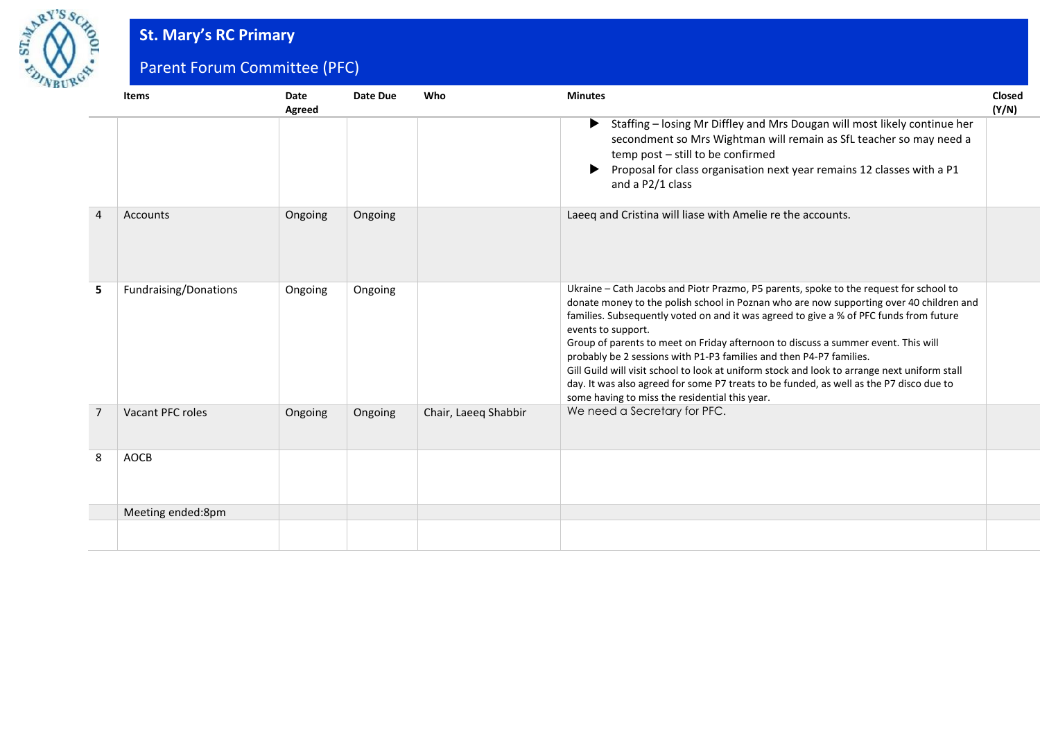# St. Mary's RC Primary

## Parent Forum Committee (PFC)

| | Items | Date Agreed | Date Due | Who | Minutes | Closed (Y/N) |
|---|---|---|---|---|---|---|
| | | | | | ▶ Staffing – losing Mr Diffley and Mrs Dougan will most likely continue her secondment so Mrs Wightman will remain as SfL teacher so may need a temp post – still to be confirmed<br>▶ Proposal for class organisation next year remains 12 classes with a P1 and a P2/1 class | |
| 4 | Accounts | Ongoing | Ongoing | | Laeeq and Cristina will liase with Amelie re the accounts. | |
| **5** | Fundraising/Donations | Ongoing | Ongoing | | Ukraine – Cath Jacobs and Piotr Prazmo, P5 parents, spoke to the request for school to donate money to the polish school in Poznan who are now supporting over 40 children and families. Subsequently voted on and it was agreed to give a % of PFC funds from future events to support.<br>Group of parents to meet on Friday afternoon to discuss a summer event. This will probably be 2 sessions with P1-P3 families and then P4-P7 families.<br>Gill Guild will visit school to look at uniform stock and look to arrange next uniform stall day. It was also agreed for some P7 treats to be funded, as well as the P7 disco due to some having to miss the residential this year. | |
| 7 | Vacant PFC roles | Ongoing | Ongoing | Chair, Laeeq Shabbir | We need a Secretary for PFC. | |
| 8 | AOCB | | | | | |
| | Meeting ended:8pm | | | | | |
| | | | | | | |